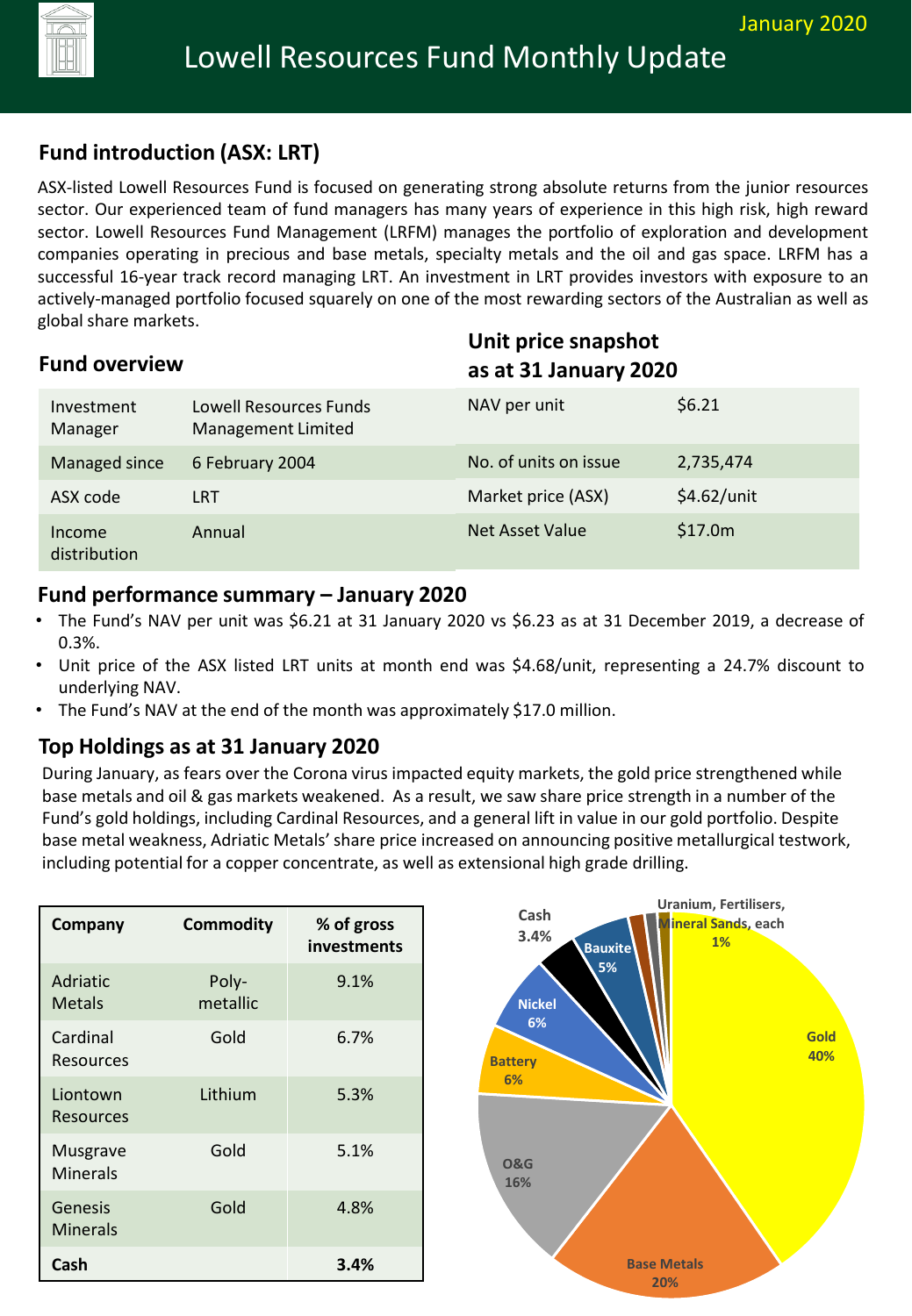# Lowell Resources Fund Monthly Update

January 2020

## Fund introduction (ASX: LRT)

ASX-listed Lowell Resources Fund is focused on generating strong absolute returns from the junior resources sector. Our experienced team of fund managers has many years of experience in this high risk, high reward sector. Lowell Resources Fund Management (LRFM) manages the portfolio of exploration and development companies operating in precious and base metals, specialty metals and the oil and gas space. LRFM has a successful 16-year track record managing LRT. An investment in LRT provides investors with exposure to an actively-managed portfolio focused squarely on one of the most rewarding sectors of the Australian as well as global share markets.

## Fund overview

| | |
|---|---|
| Investment Manager | Lowell Resources Funds Management Limited |
| Managed since | 6 February 2004 |
| ASX code | LRT |
| Income distribution | Annual |

## Unit price snapshot as at 31 January 2020

| | |
|---|---|
| NAV per unit | $6.21 |
| No. of units on issue | 2,735,474 |
| Market price (ASX) | $4.62/unit |
| Net Asset Value | $17.0m |

## Fund performance summary – January 2020

- The Fund's NAV per unit was $6.21 at 31 January 2020 vs $6.23 as at 31 December 2019, a decrease of 0.3%.
- Unit price of the ASX listed LRT units at month end was $4.68/unit, representing a 24.7% discount to underlying NAV.
- The Fund's NAV at the end of the month was approximately $17.0 million.

## Top Holdings as at 31 January 2020

During January, as fears over the Corona virus impacted equity markets, the gold price strengthened while base metals and oil & gas markets weakened. As a result, we saw share price strength in a number of the Fund's gold holdings, including Cardinal Resources, and a general lift in value in our gold portfolio. Despite base metal weakness, Adriatic Metals' share price increased on announcing positive metallurgical testwork, including potential for a copper concentrate, as well as extensional high grade drilling.

| Company | Commodity | % of gross investments |
|---|---|---|
| Adriatic Metals | Poly-metallic | 9.1% |
| Cardinal Resources | Gold | 6.7% |
| Liontown Resources | Lithium | 5.3% |
| Musgrave Minerals | Gold | 5.1% |
| Genesis Minerals | Gold | 4.8% |
| **Cash** | | **3.4%** |

Gold 40%; Base Metals 20%; O&G 16%; Battery 6%; Nickel 6%; Bauxite 5%; Cash 3.4%; Uranium, Fertilisers, Mineral Sands, each 1%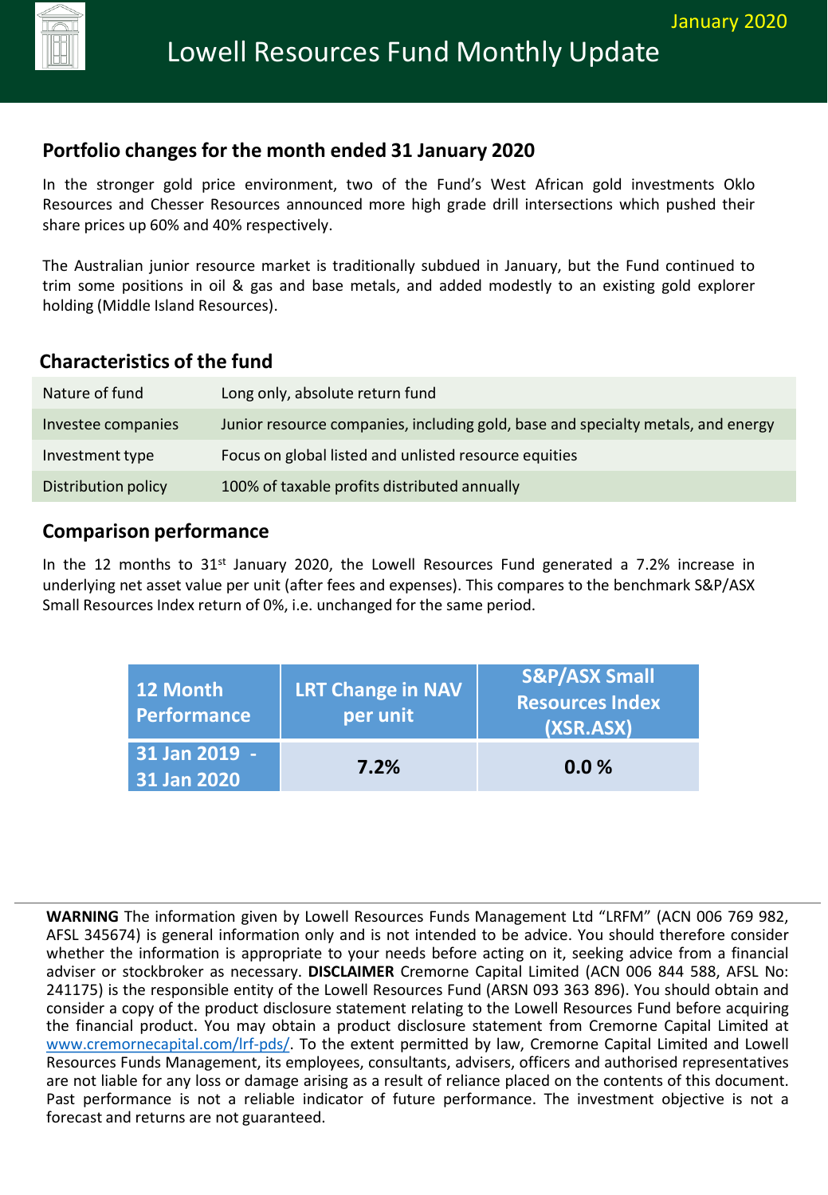# Lowell Resources Fund Monthly Update

January 2020

## Portfolio changes for the month ended 31 January 2020

In the stronger gold price environment, two of the Fund's West African gold investments Oklo Resources and Chesser Resources announced more high grade drill intersections which pushed their share prices up 60% and 40% respectively.

The Australian junior resource market is traditionally subdued in January, but the Fund continued to trim some positions in oil & gas and base metals, and added modestly to an existing gold explorer holding (Middle Island Resources).

## Characteristics of the fund

| | |
|---|---|
| Nature of fund | Long only, absolute return fund |
| Investee companies | Junior resource companies, including gold, base and specialty metals, and energy |
| Investment type | Focus on global listed and unlisted resource equities |
| Distribution policy | 100% of taxable profits distributed annually |

## Comparison performance

In the 12 months to 31st January 2020, the Lowell Resources Fund generated a 7.2% increase in underlying net asset value per unit (after fees and expenses). This compares to the benchmark S&P/ASX Small Resources Index return of 0%, i.e. unchanged for the same period.

| 12 Month Performance | LRT Change in NAV per unit | S&P/ASX Small Resources Index (XSR.ASX) |
|---|---|---|
| 31 Jan 2019 - 31 Jan 2020 | 7.2% | 0.0 % |

**WARNING** The information given by Lowell Resources Funds Management Ltd "LRFM" (ACN 006 769 982, AFSL 345674) is general information only and is not intended to be advice. You should therefore consider whether the information is appropriate to your needs before acting on it, seeking advice from a financial adviser or stockbroker as necessary. **DISCLAIMER** Cremorne Capital Limited (ACN 006 844 588, AFSL No: 241175) is the responsible entity of the Lowell Resources Fund (ARSN 093 363 896). You should obtain and consider a copy of the product disclosure statement relating to the Lowell Resources Fund before acquiring the financial product. You may obtain a product disclosure statement from Cremorne Capital Limited at www.cremornecapital.com/lrf-pds/. To the extent permitted by law, Cremorne Capital Limited and Lowell Resources Funds Management, its employees, consultants, advisers, officers and authorised representatives are not liable for any loss or damage arising as a result of reliance placed on the contents of this document. Past performance is not a reliable indicator of future performance. The investment objective is not a forecast and returns are not guaranteed.